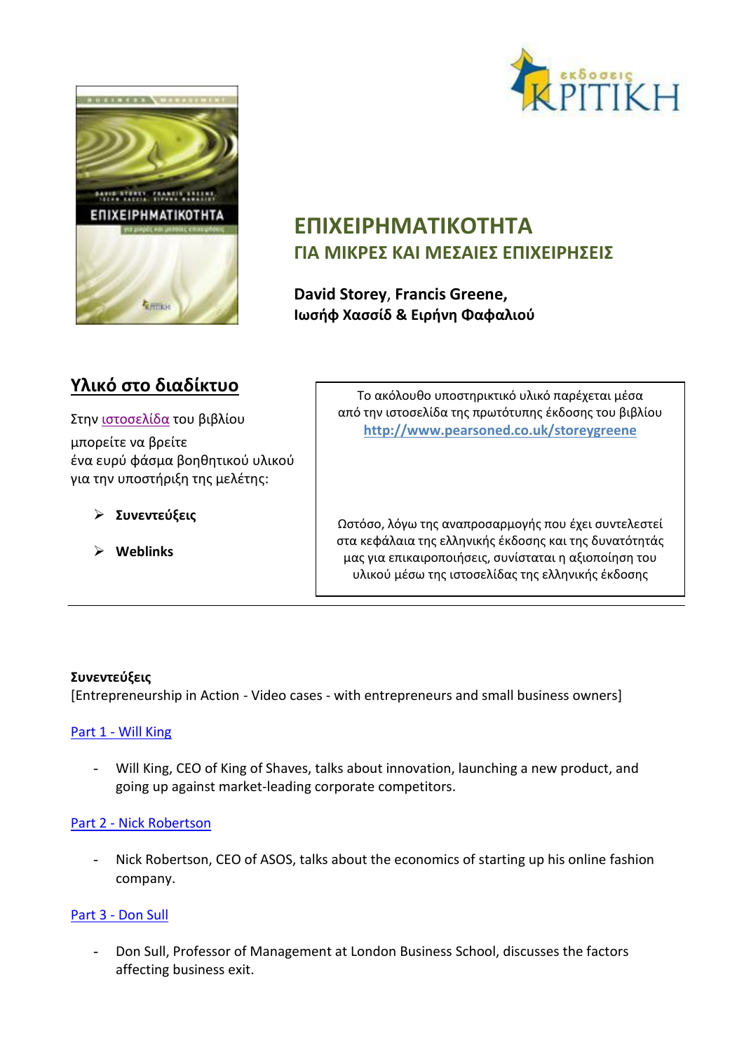# ΕΠΙΧΕΙΡΗΜΑΤΙΚΟΤΗΤΑ

## ΓΙΑ ΜΙΚΡΕΣ ΚΑΙ ΜΕΣΑΙΕΣ ΕΠΙΧΕΙΡΗΣΕΙΣ

**David Storey, Francis Greene, Ιωσήφ Χασσίδ & Ειρήνη Φαφαλιού**

## Υλικό στο διαδίκτυο

Στην ιστοσελίδα του βιβλίου μπορείτε να βρείτε ένα ευρύ φάσμα βοηθητικού υλικού για την υποστήριξη της μελέτης:

- **Συνεντεύξεις**
- **Weblinks**

Το ακόλουθο υποστηρικτικό υλικό παρέχεται μέσα από την ιστοσελίδα της πρωτότυπης έκδοσης του βιβλίου **http://www.pearsoned.co.uk/storeygreene**

Ωστόσο, λόγω της αναπροσαρμογής που έχει συντελεστεί στα κεφάλαια της ελληνικής έκδοσης και της δυνατότητάς μας για επικαιροποιήσεις, συνίσταται η αξιοποίηση του υλικού μέσω της ιστοσελίδας της ελληνικής έκδοσης

---

**Συνεντεύξεις**
[Entrepreneurship in Action - Video cases - with entrepreneurs and small business owners]

Part 1 - Will King

- Will King, CEO of King of Shaves, talks about innovation, launching a new product, and going up against market-leading corporate competitors.

Part 2 - Nick Robertson

- Nick Robertson, CEO of ASOS, talks about the economics of starting up his online fashion company.

Part 3 - Don Sull

- Don Sull, Professor of Management at London Business School, discusses the factors affecting business exit.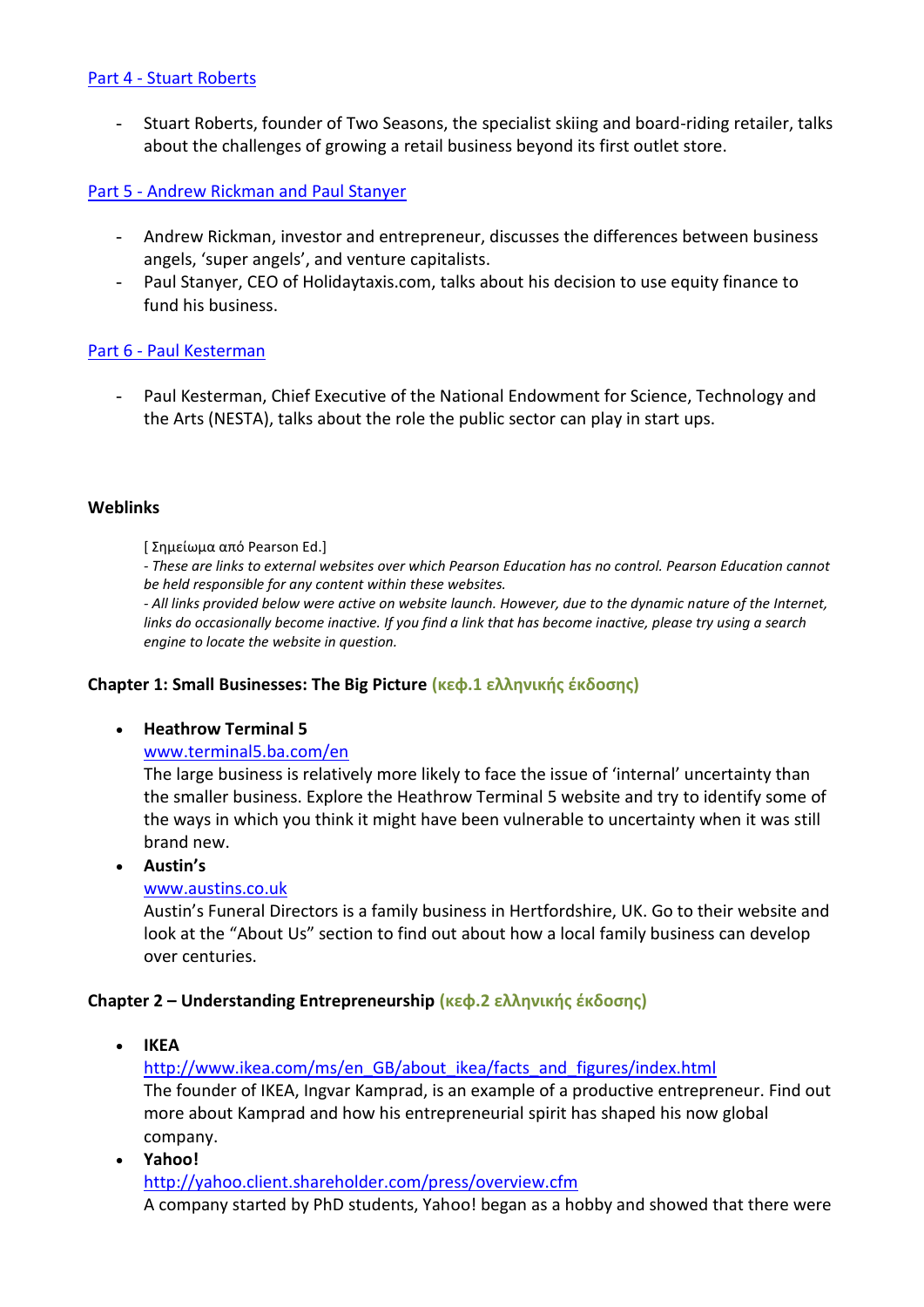[Part 4 - Stuart Roberts]

- Stuart Roberts, founder of Two Seasons, the specialist skiing and board-riding retailer, talks about the challenges of growing a retail business beyond its first outlet store.

[Part 5 - Andrew Rickman and Paul Stanyer]

- Andrew Rickman, investor and entrepreneur, discusses the differences between business angels, 'super angels', and venture capitalists.
- Paul Stanyer, CEO of Holidaytaxis.com, talks about his decision to use equity finance to fund his business.

[Part 6 - Paul Kesterman]

- Paul Kesterman, Chief Executive of the National Endowment for Science, Technology and the Arts (NESTA), talks about the role the public sector can play in start ups.

**Weblinks**

[ Σημείωμα από Pearson Ed.]
*- These are links to external websites over which Pearson Education has no control. Pearson Education cannot be held responsible for any content within these websites.*
*- All links provided below were active on website launch. However, due to the dynamic nature of the Internet, links do occasionally become inactive. If you find a link that has become inactive, please try using a search engine to locate the website in question.*

**Chapter 1: Small Businesses: The Big Picture** **(κεφ.1 ελληνικής έκδοσης)**

- **Heathrow Terminal 5**
  www.terminal5.ba.com/en
  The large business is relatively more likely to face the issue of 'internal' uncertainty than the smaller business. Explore the Heathrow Terminal 5 website and try to identify some of the ways in which you think it might have been vulnerable to uncertainty when it was still brand new.
- **Austin's**
  www.austins.co.uk
  Austin's Funeral Directors is a family business in Hertfordshire, UK. Go to their website and look at the "About Us" section to find out about how a local family business can develop over centuries.

**Chapter 2 – Understanding Entrepreneurship** **(κεφ.2 ελληνικής έκδοσης)**

- **IKEA**
  http://www.ikea.com/ms/en_GB/about_ikea/facts_and_figures/index.html
  The founder of IKEA, Ingvar Kamprad, is an example of a productive entrepreneur. Find out more about Kamprad and how his entrepreneurial spirit has shaped his now global company.
- **Yahoo!**
  http://yahoo.client.shareholder.com/press/overview.cfm
  A company started by PhD students, Yahoo! began as a hobby and showed that there were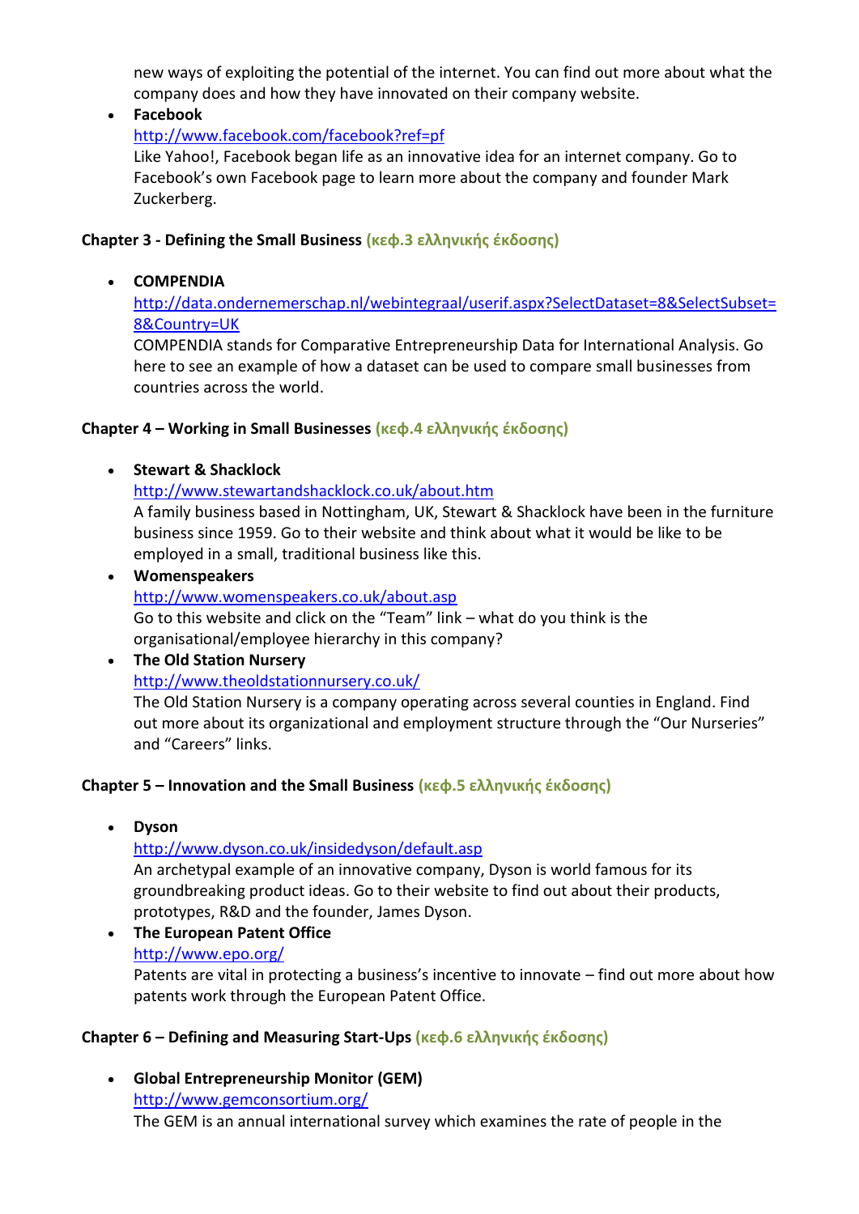new ways of exploiting the potential of the internet. You can find out more about what the company does and how they have innovated on their company website.

- **Facebook**
  http://www.facebook.com/facebook?ref=pf
  Like Yahoo!, Facebook began life as an innovative idea for an internet company. Go to Facebook's own Facebook page to learn more about the company and founder Mark Zuckerberg.

### Chapter 3 - Defining the Small Business (κεφ.3 ελληνικής έκδοσης)

- **COMPENDIA**
  http://data.ondernemerschap.nl/webintegraal/userif.aspx?SelectDataset=8&SelectSubset=8&Country=UK
  COMPENDIA stands for Comparative Entrepreneurship Data for International Analysis. Go here to see an example of how a dataset can be used to compare small businesses from countries across the world.

### Chapter 4 – Working in Small Businesses (κεφ.4 ελληνικής έκδοσης)

- **Stewart & Shacklock**
  http://www.stewartandshacklock.co.uk/about.htm
  A family business based in Nottingham, UK, Stewart & Shacklock have been in the furniture business since 1959. Go to their website and think about what it would be like to be employed in a small, traditional business like this.
- **Womenspeakers**
  http://www.womenspeakers.co.uk/about.asp
  Go to this website and click on the "Team" link – what do you think is the organisational/employee hierarchy in this company?
- **The Old Station Nursery**
  http://www.theoldstationnursery.co.uk/
  The Old Station Nursery is a company operating across several counties in England. Find out more about its organizational and employment structure through the "Our Nurseries" and "Careers" links.

### Chapter 5 – Innovation and the Small Business (κεφ.5 ελληνικής έκδοσης)

- **Dyson**
  http://www.dyson.co.uk/insidedyson/default.asp
  An archetypal example of an innovative company, Dyson is world famous for its groundbreaking product ideas. Go to their website to find out about their products, prototypes, R&D and the founder, James Dyson.
- **The European Patent Office**
  http://www.epo.org/
  Patents are vital in protecting a business's incentive to innovate – find out more about how patents work through the European Patent Office.

### Chapter 6 – Defining and Measuring Start-Ups (κεφ.6 ελληνικής έκδοσης)

- **Global Entrepreneurship Monitor (GEM)**
  http://www.gemconsortium.org/
  The GEM is an annual international survey which examines the rate of people in the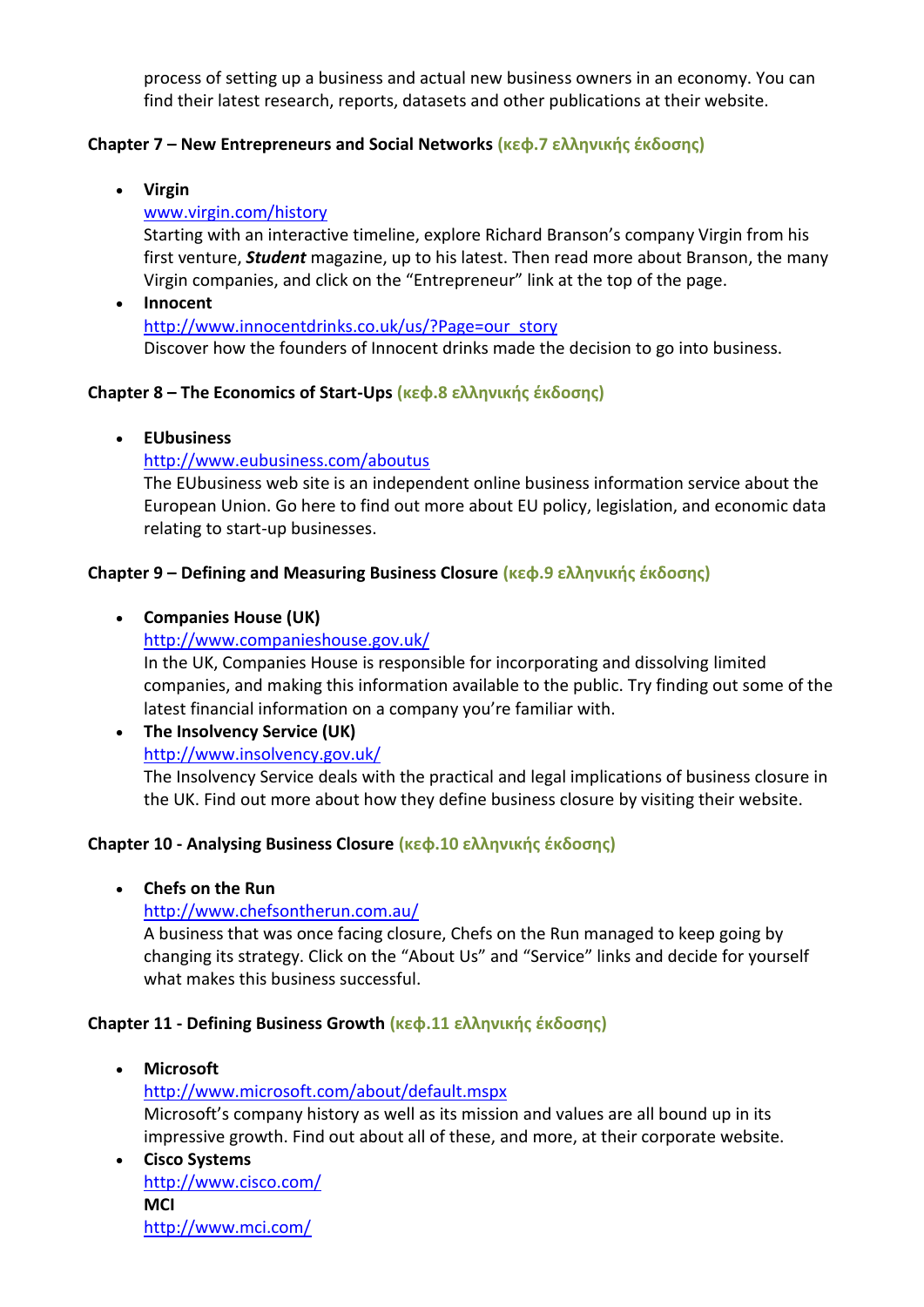process of setting up a business and actual new business owners in an economy. You can find their latest research, reports, datasets and other publications at their website.

### Chapter 7 – New Entrepreneurs and Social Networks (κεφ.7 ελληνικής έκδοσης)

- **Virgin**
  www.virgin.com/history
  Starting with an interactive timeline, explore Richard Branson's company Virgin from his first venture, ***Student*** magazine, up to his latest. Then read more about Branson, the many Virgin companies, and click on the "Entrepreneur" link at the top of the page.
- **Innocent**
  http://www.innocentdrinks.co.uk/us/?Page=our_story
  Discover how the founders of Innocent drinks made the decision to go into business.

### Chapter 8 – The Economics of Start-Ups (κεφ.8 ελληνικής έκδοσης)

- **EUbusiness**
  http://www.eubusiness.com/aboutus
  The EUbusiness web site is an independent online business information service about the European Union. Go here to find out more about EU policy, legislation, and economic data relating to start-up businesses.

### Chapter 9 – Defining and Measuring Business Closure (κεφ.9 ελληνικής έκδοσης)

- **Companies House (UK)**
  http://www.companieshouse.gov.uk/
  In the UK, Companies House is responsible for incorporating and dissolving limited companies, and making this information available to the public. Try finding out some of the latest financial information on a company you're familiar with.
- **The Insolvency Service (UK)**
  http://www.insolvency.gov.uk/
  The Insolvency Service deals with the practical and legal implications of business closure in the UK. Find out more about how they define business closure by visiting their website.

### Chapter 10 - Analysing Business Closure (κεφ.10 ελληνικής έκδοσης)

- **Chefs on the Run**
  http://www.chefsontherun.com.au/
  A business that was once facing closure, Chefs on the Run managed to keep going by changing its strategy. Click on the "About Us" and "Service" links and decide for yourself what makes this business successful.

### Chapter 11 - Defining Business Growth (κεφ.11 ελληνικής έκδοσης)

- **Microsoft**
  http://www.microsoft.com/about/default.mspx
  Microsoft's company history as well as its mission and values are all bound up in its impressive growth. Find out about all of these, and more, at their corporate website.
- **Cisco Systems**
  http://www.cisco.com/
  **MCI**
  http://www.mci.com/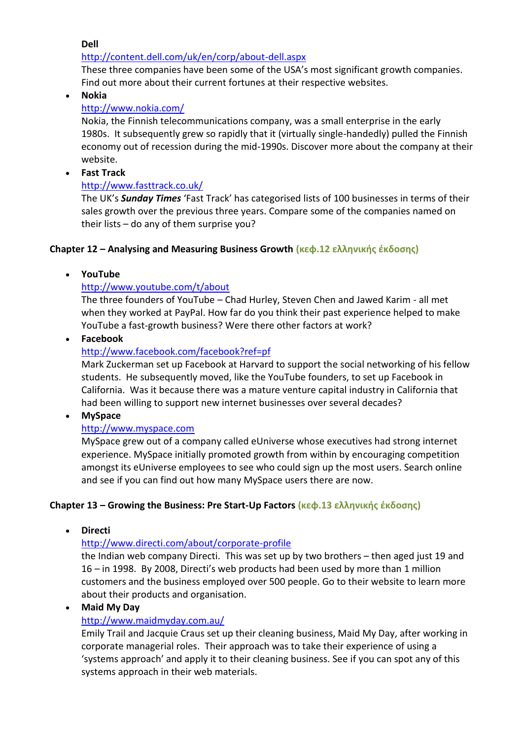**Dell**

http://content.dell.com/uk/en/corp/about-dell.aspx

These three companies have been some of the USA's most significant growth companies. Find out more about their current fortunes at their respective websites.

- **Nokia**

  http://www.nokia.com/

  Nokia, the Finnish telecommunications company, was a small enterprise in the early 1980s. It subsequently grew so rapidly that it (virtually single-handedly) pulled the Finnish economy out of recession during the mid-1990s. Discover more about the company at their website.

- **Fast Track**

  http://www.fasttrack.co.uk/

  The UK's ***Sunday Times*** 'Fast Track' has categorised lists of 100 businesses in terms of their sales growth over the previous three years. Compare some of the companies named on their lists – do any of them surprise you?

**Chapter 12 – Analysing and Measuring Business Growth (κεφ.12 ελληνικής έκδοσης)**

- **YouTube**

  http://www.youtube.com/t/about

  The three founders of YouTube – Chad Hurley, Steven Chen and Jawed Karim - all met when they worked at PayPal. How far do you think their past experience helped to make YouTube a fast-growth business? Were there other factors at work?

- **Facebook**

  http://www.facebook.com/facebook?ref=pf

  Mark Zuckerman set up Facebook at Harvard to support the social networking of his fellow students. He subsequently moved, like the YouTube founders, to set up Facebook in California. Was it because there was a mature venture capital industry in California that had been willing to support new internet businesses over several decades?

- **MySpace**

  http://www.myspace.com

  MySpace grew out of a company called eUniverse whose executives had strong internet experience. MySpace initially promoted growth from within by encouraging competition amongst its eUniverse employees to see who could sign up the most users. Search online and see if you can find out how many MySpace users there are now.

**Chapter 13 – Growing the Business: Pre Start-Up Factors (κεφ.13 ελληνικής έκδοσης)**

- **Directi**

  http://www.directi.com/about/corporate-profile

  the Indian web company Directi. This was set up by two brothers – then aged just 19 and 16 – in 1998. By 2008, Directi's web products had been used by more than 1 million customers and the business employed over 500 people. Go to their website to learn more about their products and organisation.

- **Maid My Day**

  http://www.maidmyday.com.au/

  Emily Trail and Jacquie Craus set up their cleaning business, Maid My Day, after working in corporate managerial roles. Their approach was to take their experience of using a 'systems approach' and apply it to their cleaning business. See if you can spot any of this systems approach in their web materials.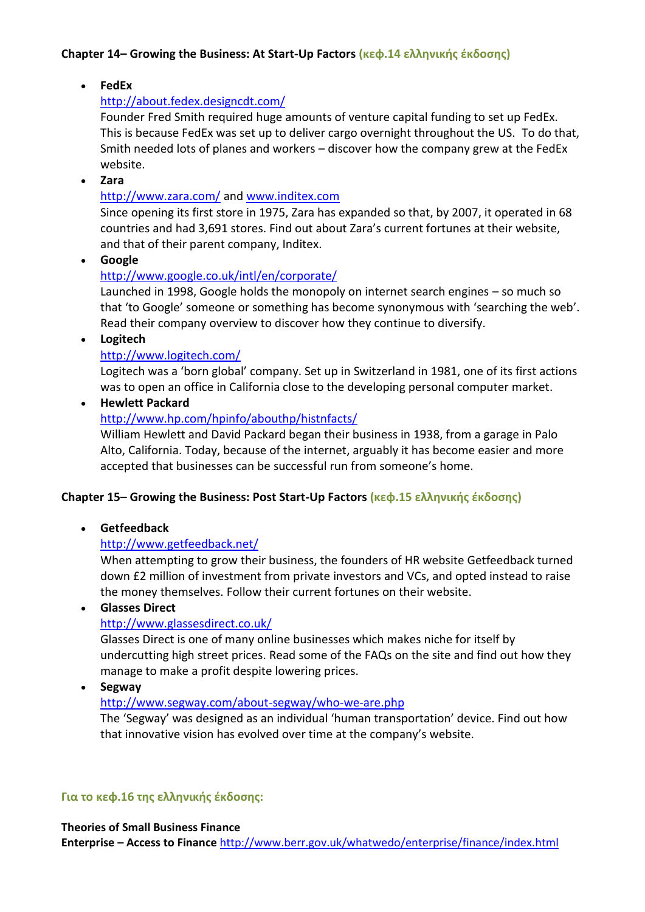**Chapter 14– Growing the Business: At Start-Up Factors (κεφ.14 ελληνικής έκδοσης)**

- **FedEx**
  http://about.fedex.designcdt.com/
  Founder Fred Smith required huge amounts of venture capital funding to set up FedEx. This is because FedEx was set up to deliver cargo overnight throughout the US. To do that, Smith needed lots of planes and workers – discover how the company grew at the FedEx website.
- **Zara**
  http://www.zara.com/ and www.inditex.com
  Since opening its first store in 1975, Zara has expanded so that, by 2007, it operated in 68 countries and had 3,691 stores. Find out about Zara's current fortunes at their website, and that of their parent company, Inditex.
- **Google**
  http://www.google.co.uk/intl/en/corporate/
  Launched in 1998, Google holds the monopoly on internet search engines – so much so that 'to Google' someone or something has become synonymous with 'searching the web'. Read their company overview to discover how they continue to diversify.
- **Logitech**
  http://www.logitech.com/
  Logitech was a 'born global' company. Set up in Switzerland in 1981, one of its first actions was to open an office in California close to the developing personal computer market.
- **Hewlett Packard**
  http://www.hp.com/hpinfo/abouthp/histnfacts/
  William Hewlett and David Packard began their business in 1938, from a garage in Palo Alto, California. Today, because of the internet, arguably it has become easier and more accepted that businesses can be successful run from someone's home.

**Chapter 15– Growing the Business: Post Start-Up Factors (κεφ.15 ελληνικής έκδοσης)**

- **Getfeedback**
  http://www.getfeedback.net/
  When attempting to grow their business, the founders of HR website Getfeedback turned down £2 million of investment from private investors and VCs, and opted instead to raise the money themselves. Follow their current fortunes on their website.
- **Glasses Direct**
  http://www.glassesdirect.co.uk/
  Glasses Direct is one of many online businesses which makes niche for itself by undercutting high street prices. Read some of the FAQs on the site and find out how they manage to make a profit despite lowering prices.
- **Segway**
  http://www.segway.com/about-segway/who-we-are.php
  The 'Segway' was designed as an individual 'human transportation' device. Find out how that innovative vision has evolved over time at the company's website.

**Για το κεφ.16 της ελληνικής έκδοσης:**

**Theories of Small Business Finance**
**Enterprise – Access to Finance** http://www.berr.gov.uk/whatwedo/enterprise/finance/index.html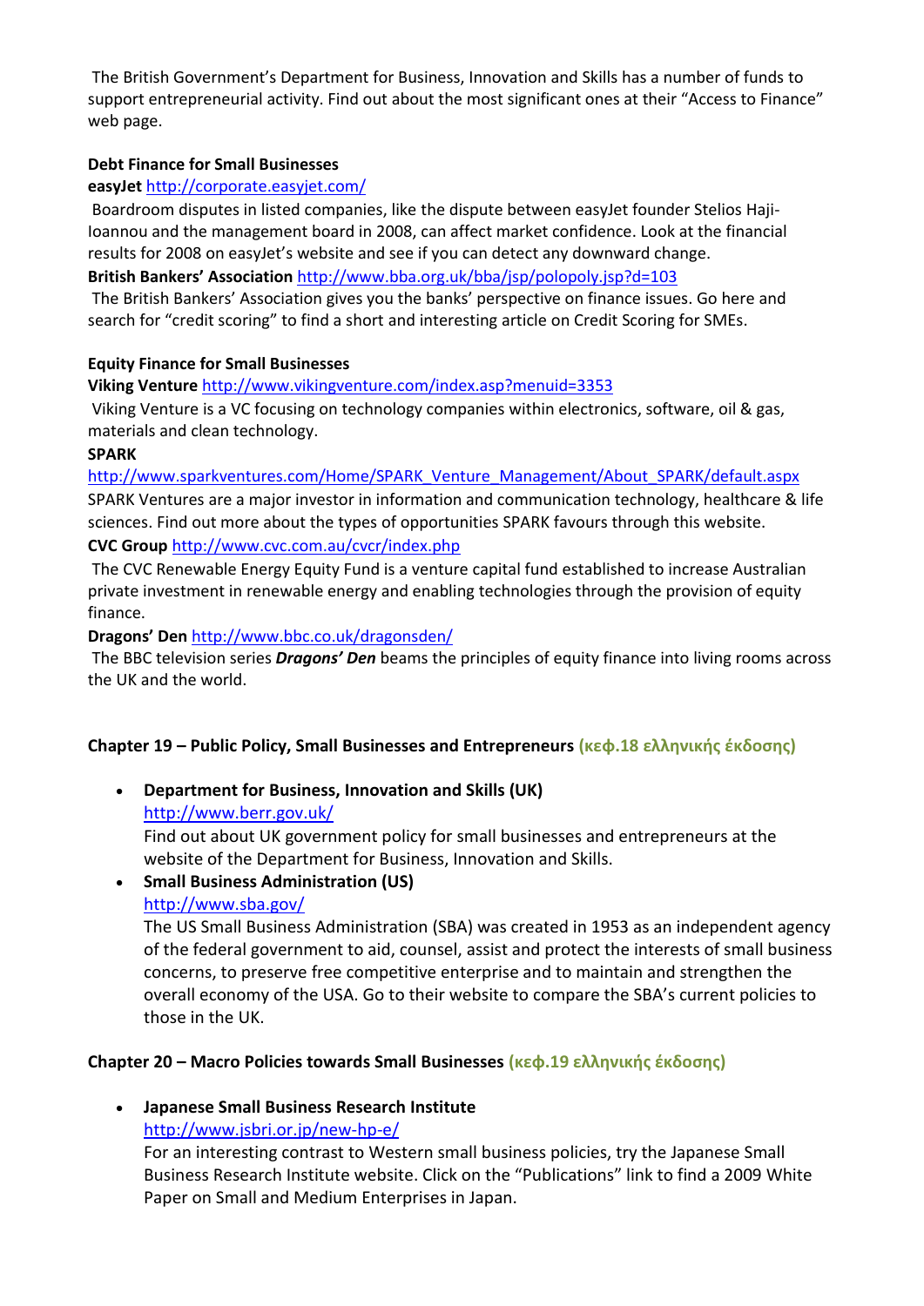The British Government's Department for Business, Innovation and Skills has a number of funds to support entrepreneurial activity. Find out about the most significant ones at their "Access to Finance" web page.

**Debt Finance for Small Businesses**

**easyJet** http://corporate.easyjet.com/

Boardroom disputes in listed companies, like the dispute between easyJet founder Stelios Haji-Ioannou and the management board in 2008, can affect market confidence. Look at the financial results for 2008 on easyJet's website and see if you can detect any downward change.

**British Bankers' Association** http://www.bba.org.uk/bba/jsp/polopoly.jsp?d=103

The British Bankers' Association gives you the banks' perspective on finance issues. Go here and search for "credit scoring" to find a short and interesting article on Credit Scoring for SMEs.

**Equity Finance for Small Businesses**

**Viking Venture** http://www.vikingventure.com/index.asp?menuid=3353

Viking Venture is a VC focusing on technology companies within electronics, software, oil & gas, materials and clean technology.

**SPARK**

http://www.sparkventures.com/Home/SPARK_Venture_Management/About_SPARK/default.aspx

SPARK Ventures are a major investor in information and communication technology, healthcare & life sciences. Find out more about the types of opportunities SPARK favours through this website.

**CVC Group** http://www.cvc.com.au/cvcr/index.php

The CVC Renewable Energy Equity Fund is a venture capital fund established to increase Australian private investment in renewable energy and enabling technologies through the provision of equity finance.

**Dragons' Den** http://www.bbc.co.uk/dragonsden/

The BBC television series ***Dragons' Den*** beams the principles of equity finance into living rooms across the UK and the world.

### Chapter 19 – Public Policy, Small Businesses and Entrepreneurs (κεφ.18 ελληνικής έκδοσης)

- **Department for Business, Innovation and Skills (UK)**
  http://www.berr.gov.uk/
  Find out about UK government policy for small businesses and entrepreneurs at the website of the Department for Business, Innovation and Skills.
- **Small Business Administration (US)**
  http://www.sba.gov/
  The US Small Business Administration (SBA) was created in 1953 as an independent agency of the federal government to aid, counsel, assist and protect the interests of small business concerns, to preserve free competitive enterprise and to maintain and strengthen the overall economy of the USA. Go to their website to compare the SBA's current policies to those in the UK.

### Chapter 20 – Macro Policies towards Small Businesses (κεφ.19 ελληνικής έκδοσης)

- **Japanese Small Business Research Institute**
  http://www.jsbri.or.jp/new-hp-e/
  For an interesting contrast to Western small business policies, try the Japanese Small Business Research Institute website. Click on the "Publications" link to find a 2009 White Paper on Small and Medium Enterprises in Japan.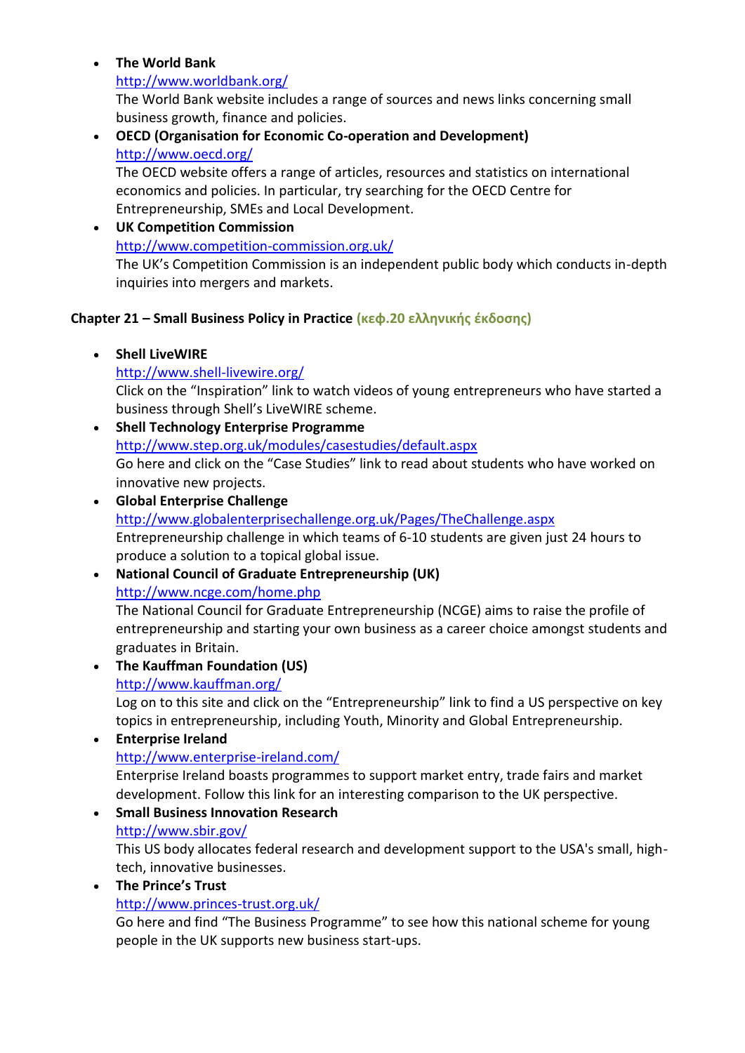- **The World Bank**
  http://www.worldbank.org/
  The World Bank website includes a range of sources and news links concerning small business growth, finance and policies.
- **OECD (Organisation for Economic Co-operation and Development)**
  http://www.oecd.org/
  The OECD website offers a range of articles, resources and statistics on international economics and policies. In particular, try searching for the OECD Centre for Entrepreneurship, SMEs and Local Development.
- **UK Competition Commission**
  http://www.competition-commission.org.uk/
  The UK's Competition Commission is an independent public body which conducts in-depth inquiries into mergers and markets.

**Chapter 21 – Small Business Policy in Practice (κεφ.20 ελληνικής έκδοσης)**

- **Shell LiveWIRE**
  http://www.shell-livewire.org/
  Click on the "Inspiration" link to watch videos of young entrepreneurs who have started a business through Shell's LiveWIRE scheme.
- **Shell Technology Enterprise Programme**
  http://www.step.org.uk/modules/casestudies/default.aspx
  Go here and click on the "Case Studies" link to read about students who have worked on innovative new projects.
- **Global Enterprise Challenge**
  http://www.globalenterprisechallenge.org.uk/Pages/TheChallenge.aspx
  Entrepreneurship challenge in which teams of 6-10 students are given just 24 hours to produce a solution to a topical global issue.
- **National Council of Graduate Entrepreneurship (UK)**
  http://www.ncge.com/home.php
  The National Council for Graduate Entrepreneurship (NCGE) aims to raise the profile of entrepreneurship and starting your own business as a career choice amongst students and graduates in Britain.
- **The Kauffman Foundation (US)**
  http://www.kauffman.org/
  Log on to this site and click on the "Entrepreneurship" link to find a US perspective on key topics in entrepreneurship, including Youth, Minority and Global Entrepreneurship.
- **Enterprise Ireland**
  http://www.enterprise-ireland.com/
  Enterprise Ireland boasts programmes to support market entry, trade fairs and market development. Follow this link for an interesting comparison to the UK perspective.
- **Small Business Innovation Research**
  http://www.sbir.gov/
  This US body allocates federal research and development support to the USA's small, high-tech, innovative businesses.
- **The Prince's Trust**
  http://www.princes-trust.org.uk/
  Go here and find "The Business Programme" to see how this national scheme for young people in the UK supports new business start-ups.